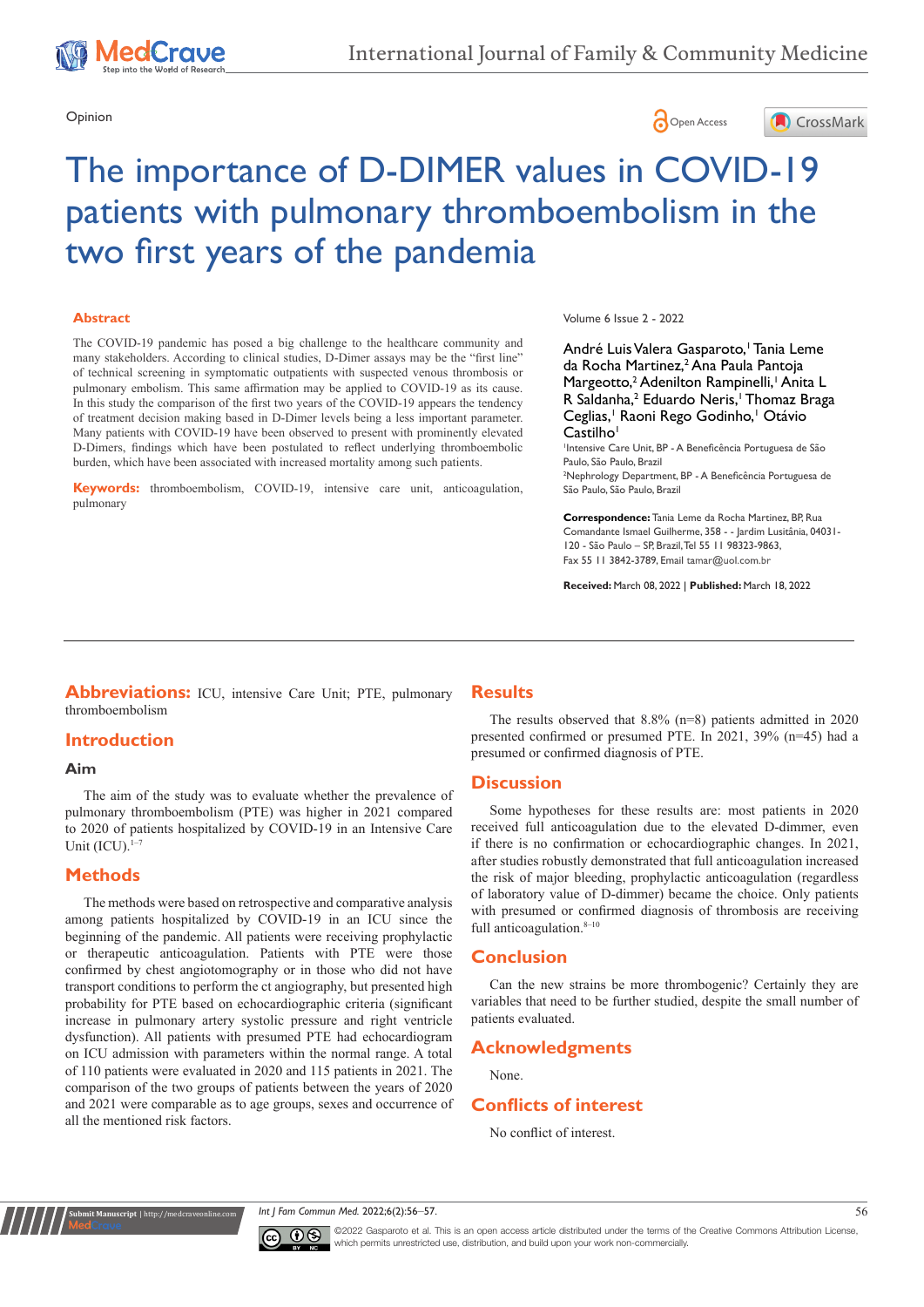Opinion

# The importance of D-DIMER values in COVID-19 patients with pulmonary thromboembolism in the two first years of the pandemia

## Abstract

The COVID-19 pandemic has posed a big challenge to the healthcare community and many stakeholders. According to clinical studies, D-Dimer assays may be the "first line" of technical screening in symptomatic outpatients with suspected venous thrombosis or pulmonary embolism. This same affirmation may be applied to COVID-19 as its cause. In this study the comparison of the first two years of the COVID-19 appears the tendency of treatment decision making based in D-Dimer levels being a less important parameter. Many patients with COVID-19 have been observed to present with prominently elevated D-Dimers, findings which have been postulated to reflect underlying thromboembolic burden, which have been associated with increased mortality among such patients.

**Keywords:** thromboembolism, COVID-19, intensive care unit, anticoagulation, pulmonary

Volume 6 Issue 2 - 2022

André Luis Valera Gasparoto,[1] Tania Leme da Rocha Martinez,[2] Ana Paula Pantoja Margeotto,[2] Adenilton Rampinelli,[1] Anita L R Saldanha,[2] Eduardo Neris,[1] Thomaz Braga Ceglias,[1] Raoni Rego Godinho,[1] Otávio Castilho[1]

[1]Intensive Care Unit, BP - A Beneficência Portuguesa de São Paulo, São Paulo, Brazil

[2]Nephrology Department, BP - A Beneficência Portuguesa de São Paulo, São Paulo, Brazil

**Correspondence:** Tania Leme da Rocha Martinez, BP, Rua Comandante Ismael Guilherme, 358 - - Jardim Lusitânia, 04031-120 - São Paulo – SP, Brazil, Tel 55 11 98323-9863, Fax 55 11 3842-3789, Email tamar@uol.com.br

**Received:** March 08, 2022 | **Published:** March 18, 2022

**Abbreviations:** ICU, intensive Care Unit; PTE, pulmonary thromboembolism

## Introduction

### Aim

The aim of the study was to evaluate whether the prevalence of pulmonary thromboembolism (PTE) was higher in 2021 compared to 2020 of patients hospitalized by COVID-19 in an Intensive Care Unit (ICU).[1–7]

## Methods

The methods were based on retrospective and comparative analysis among patients hospitalized by COVID-19 in an ICU since the beginning of the pandemic. All patients were receiving prophylactic or therapeutic anticoagulation. Patients with PTE were those confirmed by chest angiotomography or in those who did not have transport conditions to perform the ct angiography, but presented high probability for PTE based on echocardiographic criteria (significant increase in pulmonary artery systolic pressure and right ventricle dysfunction). All patients with presumed PTE had echocardiogram on ICU admission with parameters within the normal range. A total of 110 patients were evaluated in 2020 and 115 patients in 2021. The comparison of the two groups of patients between the years of 2020 and 2021 were comparable as to age groups, sexes and occurrence of all the mentioned risk factors.

## Results

The results observed that 8.8% (n=8) patients admitted in 2020 presented confirmed or presumed PTE. In 2021, 39% (n=45) had a presumed or confirmed diagnosis of PTE.

## Discussion

Some hypotheses for these results are: most patients in 2020 received full anticoagulation due to the elevated D-dimmer, even if there is no confirmation or echocardiographic changes. In 2021, after studies robustly demonstrated that full anticoagulation increased the risk of major bleeding, prophylactic anticoagulation (regardless of laboratory value of D-dimmer) became the choice. Only patients with presumed or confirmed diagnosis of thrombosis are receiving full anticoagulation.[8–10]

## Conclusion

Can the new strains be more thrombogenic? Certainly they are variables that need to be further studied, despite the small number of patients evaluated.

## Acknowledgments

None.

## Conflicts of interest

No conflict of interest.

©2022 Gasparoto et al. This is an open access article distributed under the terms of the Creative Commons Attribution License, which permits unrestricted use, distribution, and build upon your work non-commercially.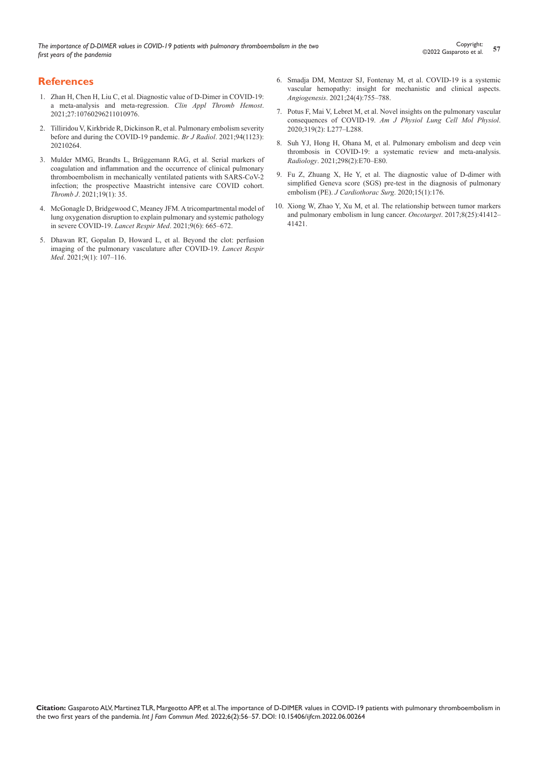## References

1. Zhan H, Chen H, Liu C, et al. Diagnostic value of D-Dimer in COVID-19: a meta-analysis and meta-regression. *Clin Appl Thromb Hemost*. 2021;27:10760296211010976.
2. Tilliridou V, Kirkbride R, Dickinson R, et al. Pulmonary embolism severity before and during the COVID-19 pandemic. *Br J Radiol*. 2021;94(1123): 20210264.
3. Mulder MMG, Brandts L, Brüggemann RAG, et al. Serial markers of coagulation and inflammation and the occurrence of clinical pulmonary thromboembolism in mechanically ventilated patients with SARS-CoV-2 infection; the prospective Maastricht intensive care COVID cohort. *Thromb J*. 2021;19(1): 35.
4. McGonagle D, Bridgewood C, Meaney JFM. A tricompartmental model of lung oxygenation disruption to explain pulmonary and systemic pathology in severe COVID-19. *Lancet Respir Med*. 2021;9(6): 665–672.
5. Dhawan RT, Gopalan D, Howard L, et al. Beyond the clot: perfusion imaging of the pulmonary vasculature after COVID-19. *Lancet Respir Med*. 2021;9(1): 107–116.
6. Smadja DM, Mentzer SJ, Fontenay M, et al. COVID-19 is a systemic vascular hemopathy: insight for mechanistic and clinical aspects. *Angiogenesis*. 2021;24(4):755–788.
7. Potus F, Mai V, Lebret M, et al. Novel insights on the pulmonary vascular consequences of COVID-19. *Am J Physiol Lung Cell Mol Physiol*. 2020;319(2): L277–L288.
8. Suh YJ, Hong H, Ohana M, et al. Pulmonary embolism and deep vein thrombosis in COVID-19: a systematic review and meta-analysis. *Radiology*. 2021;298(2):E70–E80.
9. Fu Z, Zhuang X, He Y, et al. The diagnostic value of D-dimer with simplified Geneva score (SGS) pre-test in the diagnosis of pulmonary embolism (PE). *J Cardiothorac Surg*. 2020;15(1):176.
10. Xiong W, Zhao Y, Xu M, et al. The relationship between tumor markers and pulmonary embolism in lung cancer. *Oncotarget*. 2017;8(25):41412–41421.

**Citation:** Gasparoto ALV, Martinez TLR, Margeotto APP, et al. The importance of D-DIMER values in COVID-19 patients with pulmonary thromboembolism in the two first years of the pandemia. *Int J Fam Commun Med.* 2022;6(2):56–57. DOI: 10.15406/ijfcm.2022.06.00264